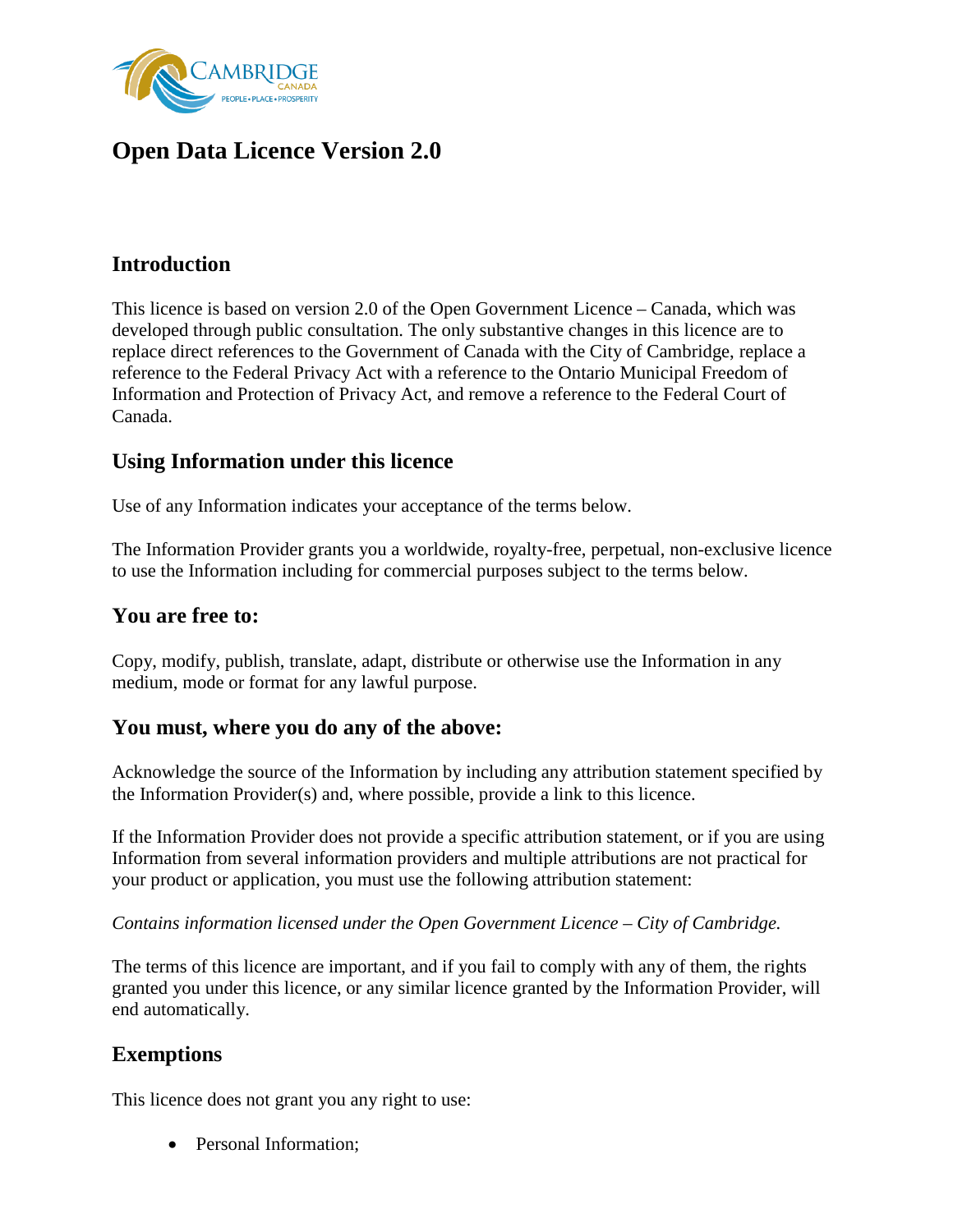# Open Data Licence Version 2.0

## Introduction

This licence is based on version 2.0 of the Open Government Licence – Canada, which was developed through public consultation. The only substantive changes in this licence are to replace direct references to the Government of Canada with the City of Cambridge, replace a reference to the Federal Privacy Act with a reference to the Ontario Municipal Freedom of Information and Protection of Privacy Act, and remove a reference to the Federal Court of Canada.

## Using Information under this licence

Use of any Information indicates your acceptance of the terms below.

The Information Provider grants you a worldwide, royalty-free, perpetual, non-exclusive licence to use the Information including for commercial purposes subject to the terms below.

## You are free to:

Copy, modify, publish, translate, adapt, distribute or otherwise use the Information in any medium, mode or format for any lawful purpose.

## You must, where you do any of the above:

Acknowledge the source of the Information by including any attribution statement specified by the Information Provider(s) and, where possible, provide a link to this licence.

If the Information Provider does not provide a specific attribution statement, or if you are using Information from several information providers and multiple attributions are not practical for your product or application, you must use the following attribution statement:

*Contains information licensed under the Open Government Licence – City of Cambridge.*

The terms of this licence are important, and if you fail to comply with any of them, the rights granted you under this licence, or any similar licence granted by the Information Provider, will end automatically.

## Exemptions

This licence does not grant you any right to use:

- Personal Information;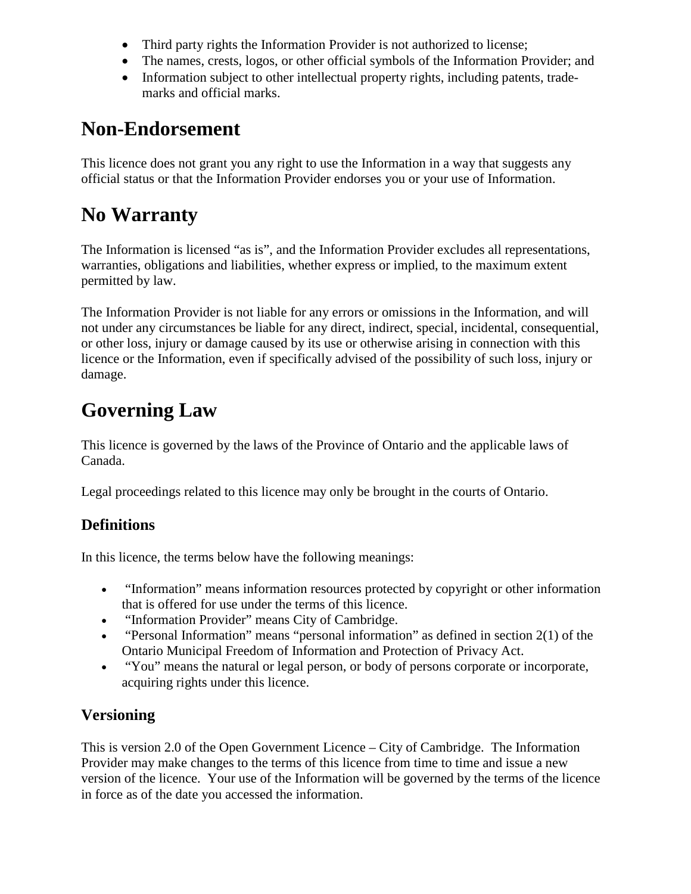- Third party rights the Information Provider is not authorized to license;
- The names, crests, logos, or other official symbols of the Information Provider; and
- Information subject to other intellectual property rights, including patents, trade-marks and official marks.

# Non-Endorsement

This licence does not grant you any right to use the Information in a way that suggests any official status or that the Information Provider endorses you or your use of Information.

# No Warranty

The Information is licensed "as is", and the Information Provider excludes all representations, warranties, obligations and liabilities, whether express or implied, to the maximum extent permitted by law.

The Information Provider is not liable for any errors or omissions in the Information, and will not under any circumstances be liable for any direct, indirect, special, incidental, consequential, or other loss, injury or damage caused by its use or otherwise arising in connection with this licence or the Information, even if specifically advised of the possibility of such loss, injury or damage.

# Governing Law

This licence is governed by the laws of the Province of Ontario and the applicable laws of Canada.

Legal proceedings related to this licence may only be brought in the courts of Ontario.

## Definitions

In this licence, the terms below have the following meanings:

- "Information" means information resources protected by copyright or other information that is offered for use under the terms of this licence.
- "Information Provider" means City of Cambridge.
- "Personal Information" means "personal information" as defined in section 2(1) of the Ontario Municipal Freedom of Information and Protection of Privacy Act.
- "You" means the natural or legal person, or body of persons corporate or incorporate, acquiring rights under this licence.

## Versioning

This is version 2.0 of the Open Government Licence – City of Cambridge. The Information Provider may make changes to the terms of this licence from time to time and issue a new version of the licence. Your use of the Information will be governed by the terms of the licence in force as of the date you accessed the information.